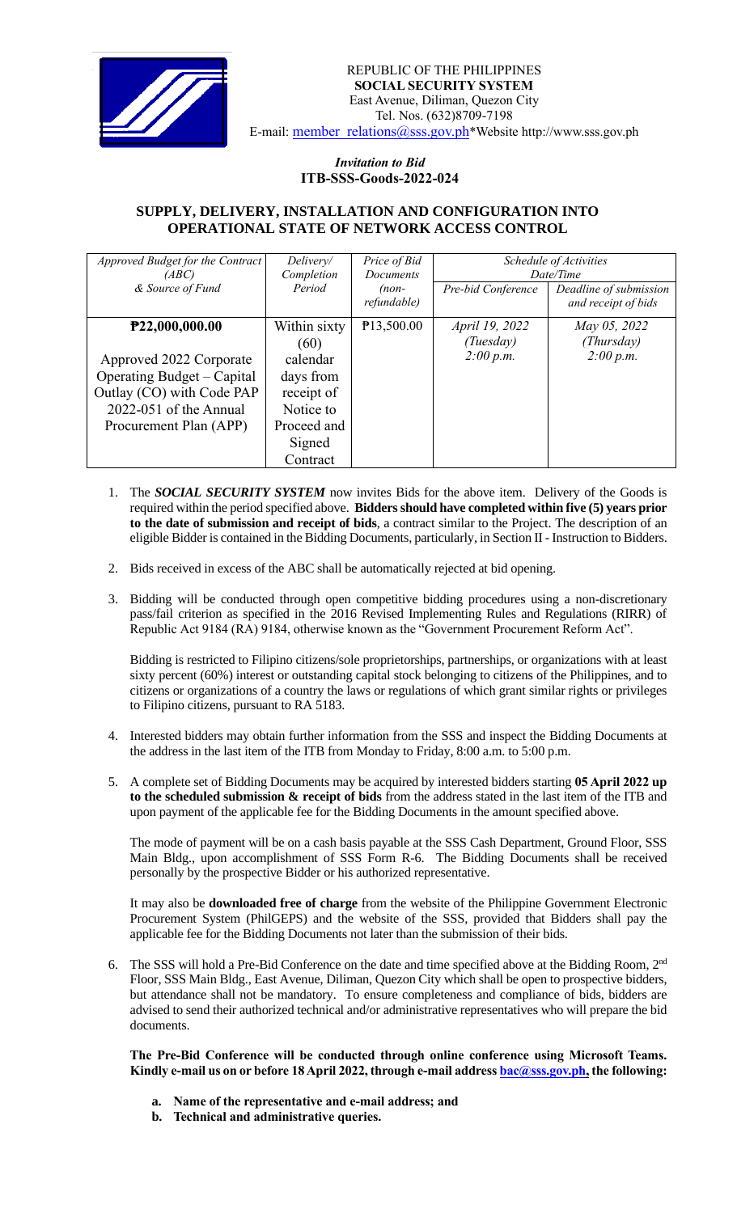REPUBLIC OF THE PHILIPPINES
**SOCIAL SECURITY SYSTEM**
East Avenue, Diliman, Quezon City
Tel. Nos. (632)8709-7198
E-mail: member_relations@sss.gov.ph*Website http://www.sss.gov.ph

*Invitation to Bid*
**ITB-SSS-Goods-2022-024**

## SUPPLY, DELIVERY, INSTALLATION AND CONFIGURATION INTO OPERATIONAL STATE OF NETWORK ACCESS CONTROL

| *Approved Budget for the Contract (ABC) & Source of Fund* | *Delivery/ Completion Period* | *Price of Bid Documents (non-refundable)* | *Schedule of Activities Date/Time* | |
|---|---|---|---|---|
| | | | *Pre-bid Conference* | *Deadline of submission and receipt of bids* |
| **₱22,000,000.00** Approved 2022 Corporate Operating Budget – Capital Outlay (CO) with Code PAP 2022-051 of the Annual Procurement Plan (APP) | Within sixty (60) calendar days from receipt of Notice to Proceed and Signed Contract | ₱13,500.00 | *April 19, 2022 (Tuesday) 2:00 p.m.* | *May 05, 2022 (Thursday) 2:00 p.m.* |

1. The ***SOCIAL SECURITY SYSTEM*** now invites Bids for the above item. Delivery of the Goods is required within the period specified above. **Bidders should have completed within five (5) years prior to the date of submission and receipt of bids**, a contract similar to the Project. The description of an eligible Bidder is contained in the Bidding Documents, particularly, in Section II - Instruction to Bidders.

2. Bids received in excess of the ABC shall be automatically rejected at bid opening.

3. Bidding will be conducted through open competitive bidding procedures using a non-discretionary pass/fail criterion as specified in the 2016 Revised Implementing Rules and Regulations (RIRR) of Republic Act 9184 (RA) 9184, otherwise known as the "Government Procurement Reform Act".

   Bidding is restricted to Filipino citizens/sole proprietorships, partnerships, or organizations with at least sixty percent (60%) interest or outstanding capital stock belonging to citizens of the Philippines, and to citizens or organizations of a country the laws or regulations of which grant similar rights or privileges to Filipino citizens, pursuant to RA 5183.

4. Interested bidders may obtain further information from the SSS and inspect the Bidding Documents at the address in the last item of the ITB from Monday to Friday, 8:00 a.m. to 5:00 p.m.

5. A complete set of Bidding Documents may be acquired by interested bidders starting **05 April 2022 up to the scheduled submission & receipt of bids** from the address stated in the last item of the ITB and upon payment of the applicable fee for the Bidding Documents in the amount specified above.

   The mode of payment will be on a cash basis payable at the SSS Cash Department, Ground Floor, SSS Main Bldg., upon accomplishment of SSS Form R-6. The Bidding Documents shall be received personally by the prospective Bidder or his authorized representative.

   It may also be **downloaded free of charge** from the website of the Philippine Government Electronic Procurement System (PhilGEPS) and the website of the SSS, provided that Bidders shall pay the applicable fee for the Bidding Documents not later than the submission of their bids.

6. The SSS will hold a Pre-Bid Conference on the date and time specified above at the Bidding Room, 2nd Floor, SSS Main Bldg., East Avenue, Diliman, Quezon City which shall be open to prospective bidders, but attendance shall not be mandatory. To ensure completeness and compliance of bids, bidders are advised to send their authorized technical and/or administrative representatives who will prepare the bid documents.

   **The Pre-Bid Conference will be conducted through online conference using Microsoft Teams. Kindly e-mail us on or before 18 April 2022, through e-mail address bac@sss.gov.ph, the following:**

   **a. Name of the representative and e-mail address; and**
   **b. Technical and administrative queries.**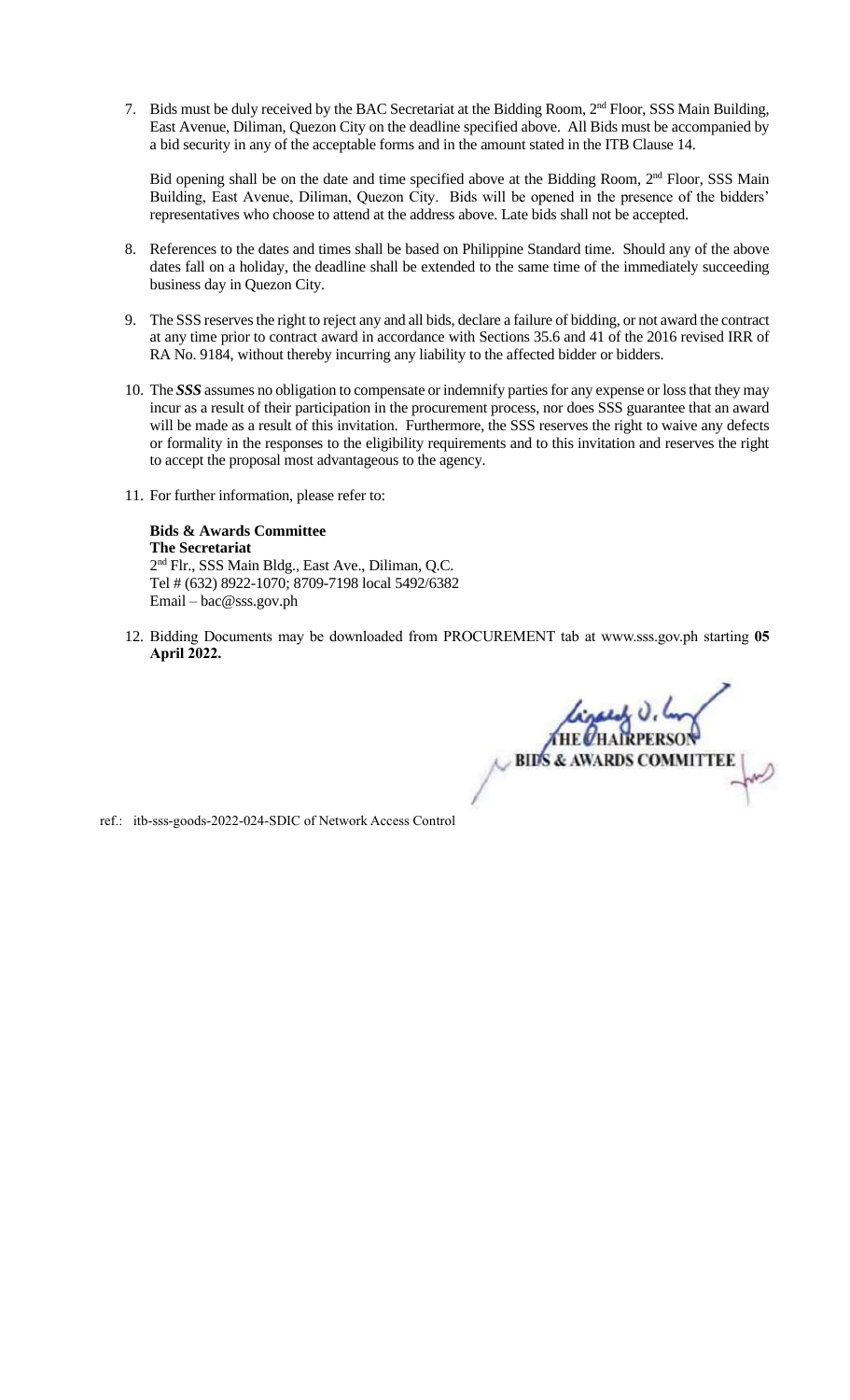7. Bids must be duly received by the BAC Secretariat at the Bidding Room, 2nd Floor, SSS Main Building, East Avenue, Diliman, Quezon City on the deadline specified above. All Bids must be accompanied by a bid security in any of the acceptable forms and in the amount stated in the ITB Clause 14.

   Bid opening shall be on the date and time specified above at the Bidding Room, 2nd Floor, SSS Main Building, East Avenue, Diliman, Quezon City. Bids will be opened in the presence of the bidders' representatives who choose to attend at the address above. Late bids shall not be accepted.

8. References to the dates and times shall be based on Philippine Standard time. Should any of the above dates fall on a holiday, the deadline shall be extended to the same time of the immediately succeeding business day in Quezon City.

9. The SSS reserves the right to reject any and all bids, declare a failure of bidding, or not award the contract at any time prior to contract award in accordance with Sections 35.6 and 41 of the 2016 revised IRR of RA No. 9184, without thereby incurring any liability to the affected bidder or bidders.

10. The ***SSS*** assumes no obligation to compensate or indemnify parties for any expense or loss that they may incur as a result of their participation in the procurement process, nor does SSS guarantee that an award will be made as a result of this invitation. Furthermore, the SSS reserves the right to waive any defects or formality in the responses to the eligibility requirements and to this invitation and reserves the right to accept the proposal most advantageous to the agency.

11. For further information, please refer to:

    **Bids & Awards Committee**
    **The Secretariat**
    2nd Flr., SSS Main Bldg., East Ave., Diliman, Q.C.
    Tel # (632) 8922-1070; 8709-7198 local 5492/6382
    Email – bac@sss.gov.ph

12. Bidding Documents may be downloaded from PROCUREMENT tab at www.sss.gov.ph starting **05 April 2022.**

THE CHAIRPERSON
BIDS & AWARDS COMMITTEE

ref.: itb-sss-goods-2022-024-SDIC of Network Access Control